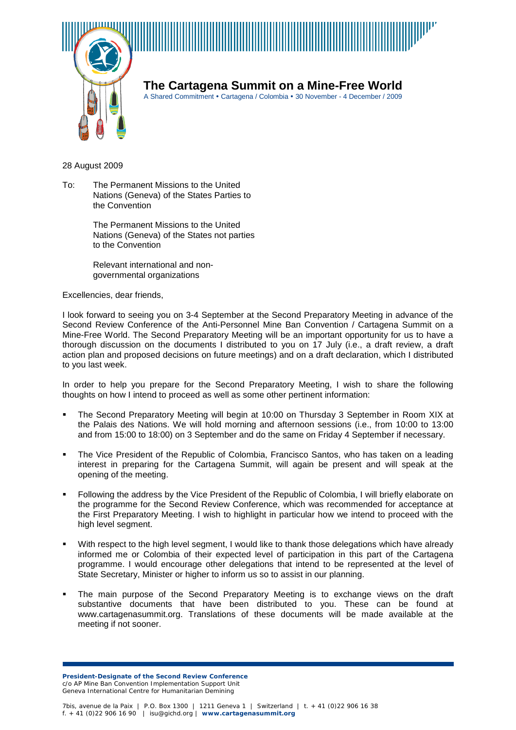# The Cartagena Summit on a Mine-Free World

A Shared Commitment • Cartagena / Colombia • 30 November - 4 December / 2009

28 August 2009

To: The Permanent Missions to the United Nations (Geneva) of the States Parties to the Convention

The Permanent Missions to the United Nations (Geneva) of the States not parties to the Convention

Relevant international and non-governmental organizations

Excellencies, dear friends,

I look forward to seeing you on 3-4 September at the Second Preparatory Meeting in advance of the Second Review Conference of the Anti-Personnel Mine Ban Convention / Cartagena Summit on a Mine-Free World. The Second Preparatory Meeting will be an important opportunity for us to have a thorough discussion on the documents I distributed to you on 17 July (i.e., a draft review, a draft action plan and proposed decisions on future meetings) and on a draft declaration, which I distributed to you last week.

In order to help you prepare for the Second Preparatory Meeting, I wish to share the following thoughts on how I intend to proceed as well as some other pertinent information:

- The Second Preparatory Meeting will begin at 10:00 on Thursday 3 September in Room XIX at the Palais des Nations. We will hold morning and afternoon sessions (i.e., from 10:00 to 13:00 and from 15:00 to 18:00) on 3 September and do the same on Friday 4 September if necessary.
- The Vice President of the Republic of Colombia, Francisco Santos, who has taken on a leading interest in preparing for the Cartagena Summit, will again be present and will speak at the opening of the meeting.
- Following the address by the Vice President of the Republic of Colombia, I will briefly elaborate on the programme for the Second Review Conference, which was recommended for acceptance at the First Preparatory Meeting. I wish to highlight in particular how we intend to proceed with the high level segment.
- With respect to the high level segment, I would like to thank those delegations which have already informed me or Colombia of their expected level of participation in this part of the Cartagena programme. I would encourage other delegations that intend to be represented at the level of State Secretary, Minister or higher to inform us so to assist in our planning.
- The main purpose of the Second Preparatory Meeting is to exchange views on the draft substantive documents that have been distributed to you. These can be found at www.cartagenasummit.org. Translations of these documents will be made available at the meeting if not sooner.

**President-Designate of the Second Review Conference**
c/o AP Mine Ban Convention Implementation Support Unit
Geneva International Centre for Humanitarian Demining

7bis, avenue de la Paix | P.O. Box 1300 | 1211 Geneva 1 | Switzerland | t. + 41 (0)22 906 16 38
f. + 41 (0)22 906 16 90 | isu@gichd.org | **www.cartagenasummit.org**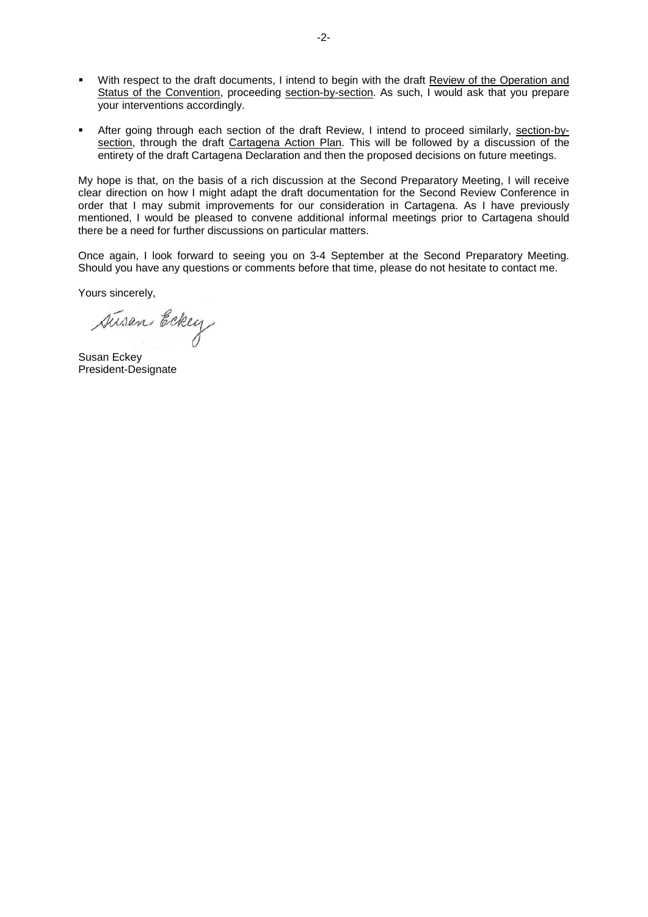- With respect to the draft documents, I intend to begin with the draft Review of the Operation and Status of the Convention, proceeding section-by-section. As such, I would ask that you prepare your interventions accordingly.

- After going through each section of the draft Review, I intend to proceed similarly, section-by-section, through the draft Cartagena Action Plan. This will be followed by a discussion of the entirety of the draft Cartagena Declaration and then the proposed decisions on future meetings.

My hope is that, on the basis of a rich discussion at the Second Preparatory Meeting, I will receive clear direction on how I might adapt the draft documentation for the Second Review Conference in order that I may submit improvements for our consideration in Cartagena. As I have previously mentioned, I would be pleased to convene additional informal meetings prior to Cartagena should there be a need for further discussions on particular matters.

Once again, I look forward to seeing you on 3-4 September at the Second Preparatory Meeting. Should you have any questions or comments before that time, please do not hesitate to contact me.

Yours sincerely,

Susan Eckey

Susan Eckey
President-Designate